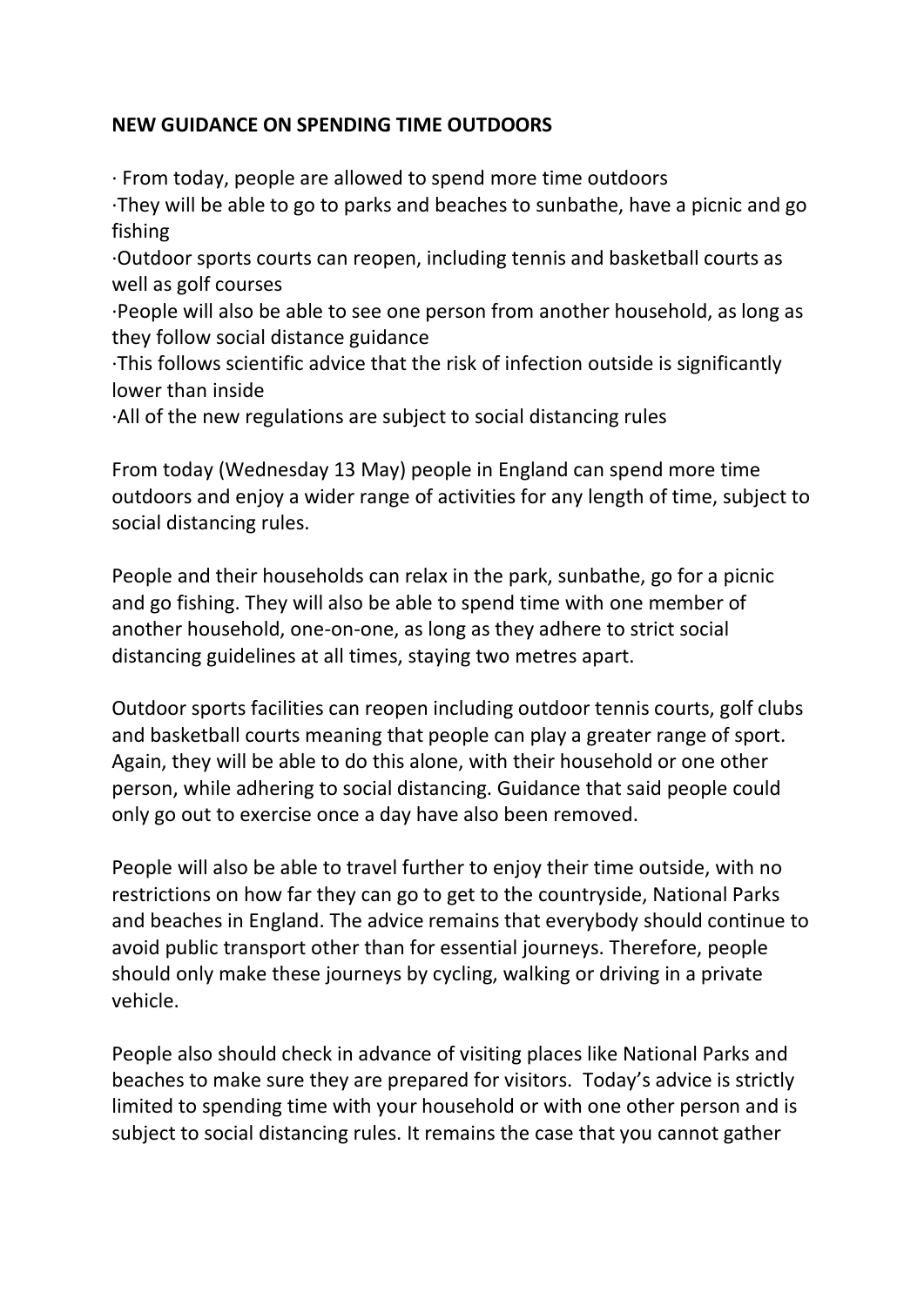**NEW GUIDANCE ON SPENDING TIME OUTDOORS**

- From today, people are allowed to spend more time outdoors
- They will be able to go to parks and beaches to sunbathe, have a picnic and go fishing
- Outdoor sports courts can reopen, including tennis and basketball courts as well as golf courses
- People will also be able to see one person from another household, as long as they follow social distance guidance
- This follows scientific advice that the risk of infection outside is significantly lower than inside
- All of the new regulations are subject to social distancing rules

From today (Wednesday 13 May) people in England can spend more time outdoors and enjoy a wider range of activities for any length of time, subject to social distancing rules.

People and their households can relax in the park, sunbathe, go for a picnic and go fishing. They will also be able to spend time with one member of another household, one-on-one, as long as they adhere to strict social distancing guidelines at all times, staying two metres apart.

Outdoor sports facilities can reopen including outdoor tennis courts, golf clubs and basketball courts meaning that people can play a greater range of sport. Again, they will be able to do this alone, with their household or one other person, while adhering to social distancing. Guidance that said people could only go out to exercise once a day have also been removed.

People will also be able to travel further to enjoy their time outside, with no restrictions on how far they can go to get to the countryside, National Parks and beaches in England. The advice remains that everybody should continue to avoid public transport other than for essential journeys. Therefore, people should only make these journeys by cycling, walking or driving in a private vehicle.

People also should check in advance of visiting places like National Parks and beaches to make sure they are prepared for visitors. Today's advice is strictly limited to spending time with your household or with one other person and is subject to social distancing rules. It remains the case that you cannot gather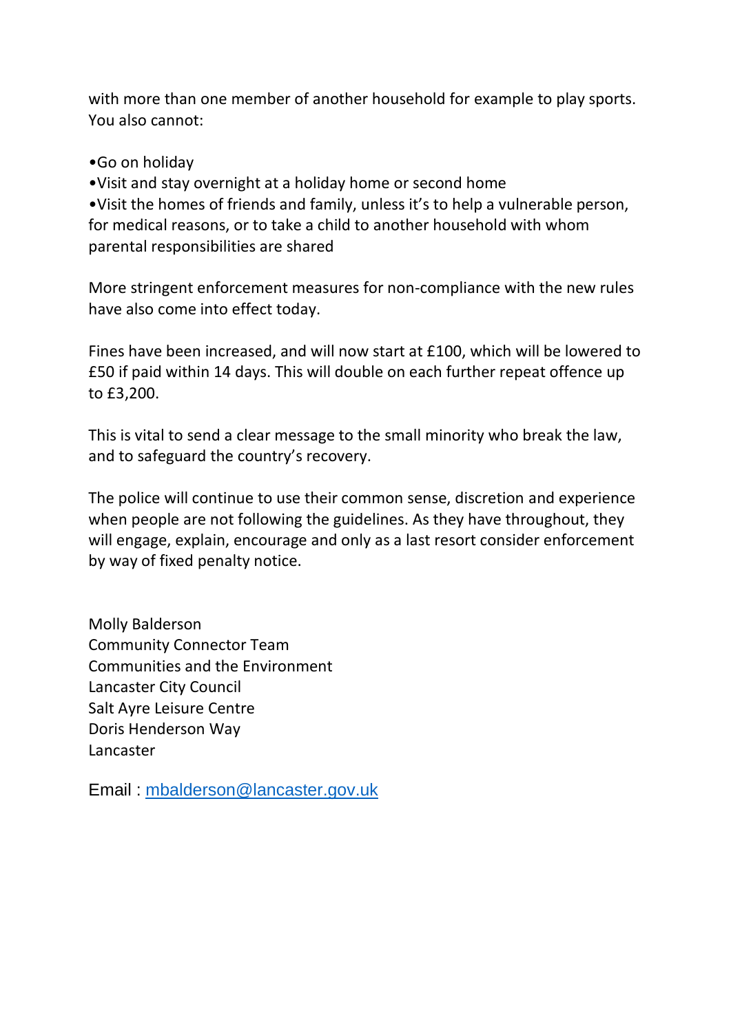with more than one member of another household for example to play sports. You also cannot:

- Go on holiday
- Visit and stay overnight at a holiday home or second home
- Visit the homes of friends and family, unless it's to help a vulnerable person, for medical reasons, or to take a child to another household with whom parental responsibilities are shared

More stringent enforcement measures for non-compliance with the new rules have also come into effect today.

Fines have been increased, and will now start at £100, which will be lowered to £50 if paid within 14 days. This will double on each further repeat offence up to £3,200.

This is vital to send a clear message to the small minority who break the law, and to safeguard the country's recovery.

The police will continue to use their common sense, discretion and experience when people are not following the guidelines. As they have throughout, they will engage, explain, encourage and only as a last resort consider enforcement by way of fixed penalty notice.

Molly Balderson
Community Connector Team
Communities and the Environment
Lancaster City Council
Salt Ayre Leisure Centre
Doris Henderson Way
Lancaster

Email : mbalderson@lancaster.gov.uk